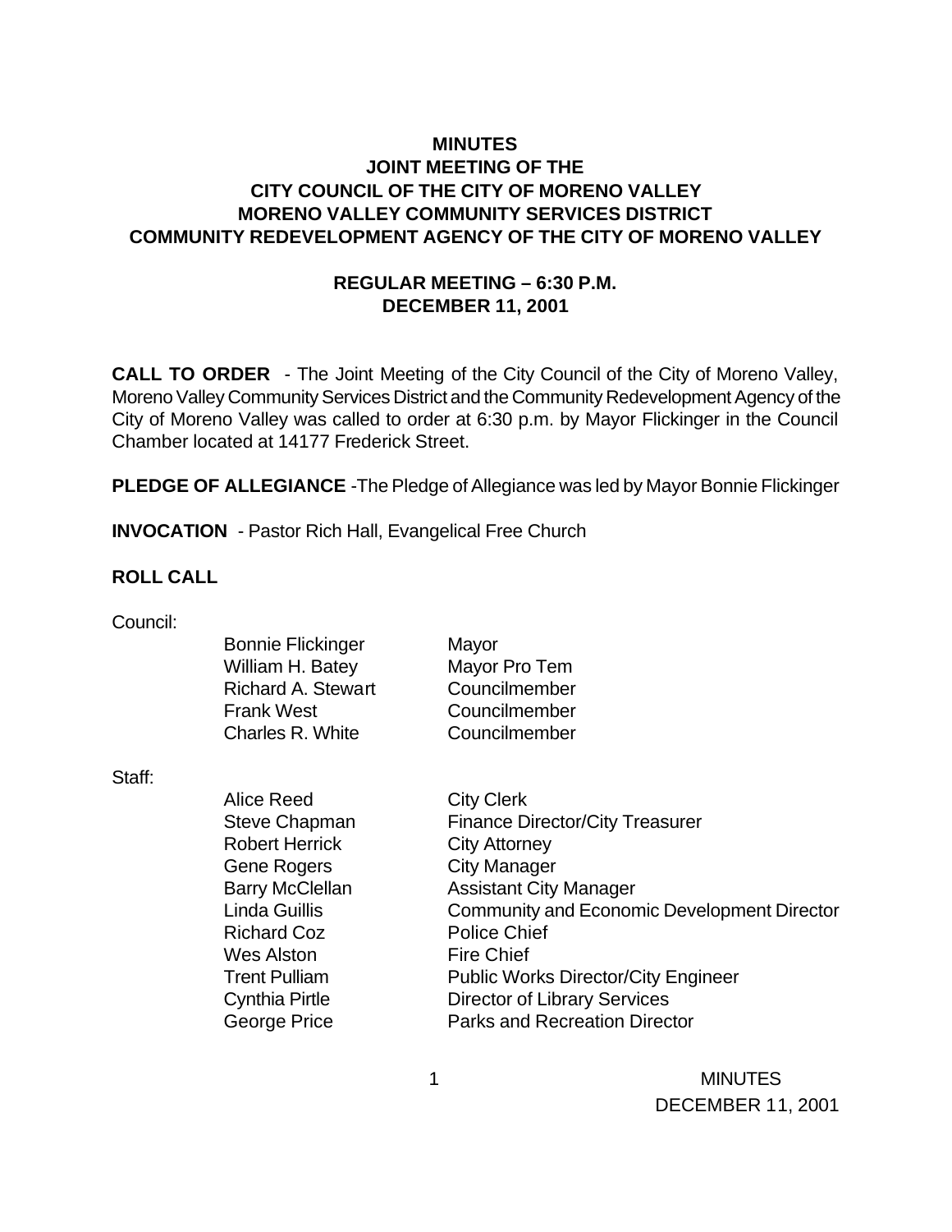# MINUTES
## JOINT MEETING OF THE
## CITY COUNCIL OF THE CITY OF MORENO VALLEY
## MORENO VALLEY COMMUNITY SERVICES DISTRICT
## COMMUNITY REDEVELOPMENT AGENCY OF THE CITY OF MORENO VALLEY

### REGULAR MEETING – 6:30 P.M.
### DECEMBER 11, 2001

**CALL TO ORDER** - The Joint Meeting of the City Council of the City of Moreno Valley, Moreno Valley Community Services District and the Community Redevelopment Agency of the City of Moreno Valley was called to order at 6:30 p.m. by Mayor Flickinger in the Council Chamber located at 14177 Frederick Street.

**PLEDGE OF ALLEGIANCE** -The Pledge of Allegiance was led by Mayor Bonnie Flickinger

**INVOCATION** - Pastor Rich Hall, Evangelical Free Church

**ROLL CALL**

Council:

| | |
|---|---|
| Bonnie Flickinger | Mayor |
| William H. Batey | Mayor Pro Tem |
| Richard A. Stewart | Councilmember |
| Frank West | Councilmember |
| Charles R. White | Councilmember |

Staff:

| | |
|---|---|
| Alice Reed | City Clerk |
| Steve Chapman | Finance Director/City Treasurer |
| Robert Herrick | City Attorney |
| Gene Rogers | City Manager |
| Barry McClellan | Assistant City Manager |
| Linda Guillis | Community and Economic Development Director |
| Richard Coz | Police Chief |
| Wes Alston | Fire Chief |
| Trent Pulliam | Public Works Director/City Engineer |
| Cynthia Pirtle | Director of Library Services |
| George Price | Parks and Recreation Director |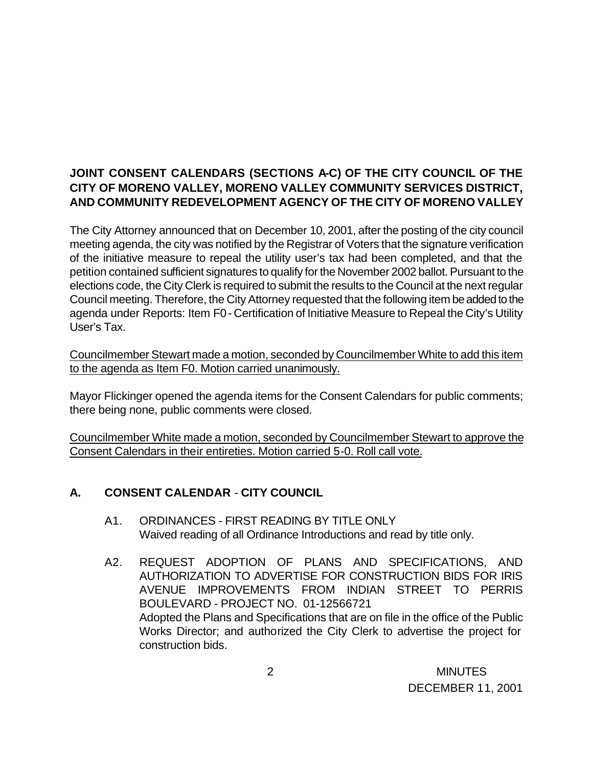**JOINT CONSENT CALENDARS (SECTIONS A-C) OF THE CITY COUNCIL OF THE CITY OF MORENO VALLEY, MORENO VALLEY COMMUNITY SERVICES DISTRICT, AND COMMUNITY REDEVELOPMENT AGENCY OF THE CITY OF MORENO VALLEY**

The City Attorney announced that on December 10, 2001, after the posting of the city council meeting agenda, the city was notified by the Registrar of Voters that the signature verification of the initiative measure to repeal the utility user's tax had been completed, and that the petition contained sufficient signatures to qualify for the November 2002 ballot. Pursuant to the elections code, the City Clerk is required to submit the results to the Council at the next regular Council meeting. Therefore, the City Attorney requested that the following item be added to the agenda under Reports: Item F0 - Certification of Initiative Measure to Repeal the City's Utility User's Tax.

<u>Councilmember Stewart made a motion, seconded by Councilmember White to add this item to the agenda as Item F0. Motion carried unanimously.</u>

Mayor Flickinger opened the agenda items for the Consent Calendars for public comments; there being none, public comments were closed.

<u>Councilmember White made a motion, seconded by Councilmember Stewart to approve the Consent Calendars in their entireties. Motion carried 5-0. Roll call vote.</u>

**A. CONSENT CALENDAR - CITY COUNCIL**

A1. ORDINANCES - FIRST READING BY TITLE ONLY
Waived reading of all Ordinance Introductions and read by title only.

A2. REQUEST ADOPTION OF PLANS AND SPECIFICATIONS, AND AUTHORIZATION TO ADVERTISE FOR CONSTRUCTION BIDS FOR IRIS AVENUE IMPROVEMENTS FROM INDIAN STREET TO PERRIS BOULEVARD - PROJECT NO. 01-12566721
Adopted the Plans and Specifications that are on file in the office of the Public Works Director; and authorized the City Clerk to advertise the project for construction bids.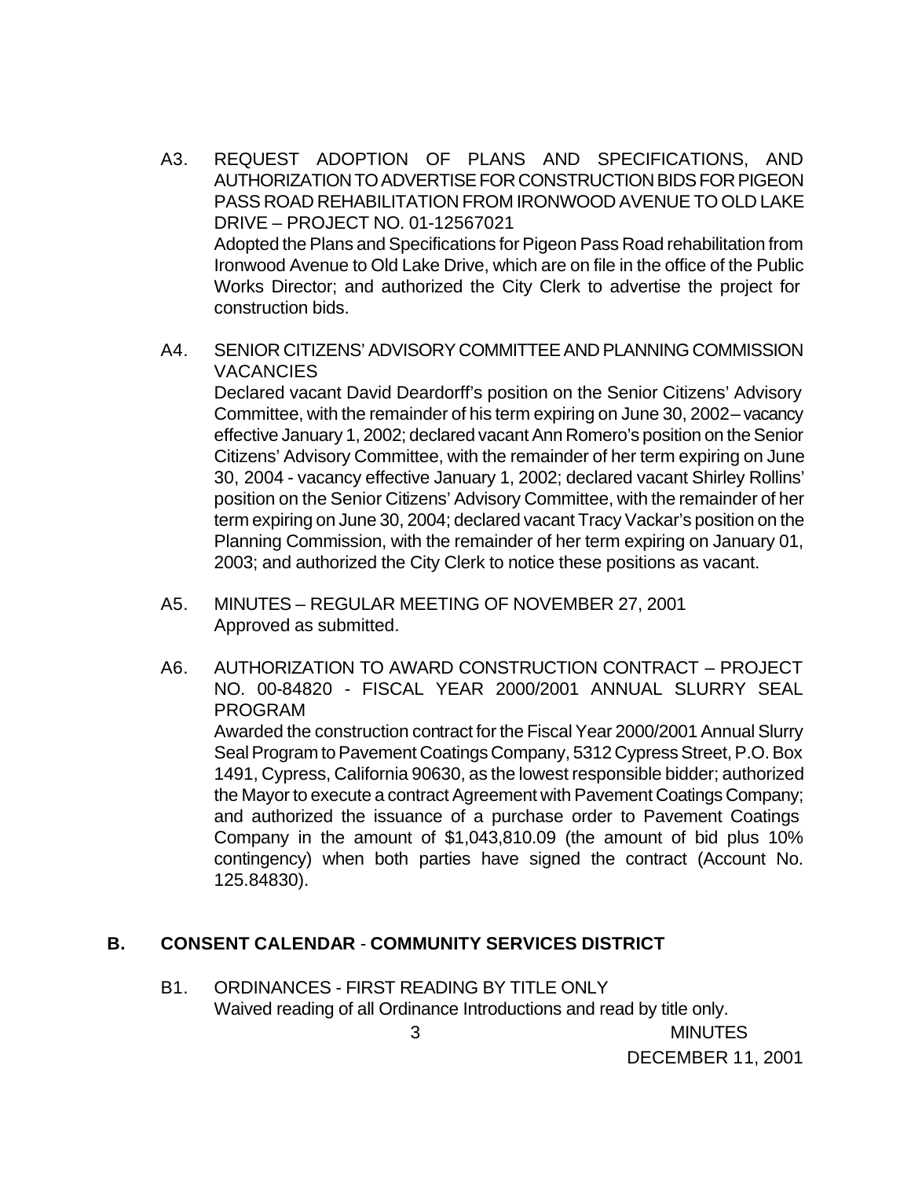A3. REQUEST ADOPTION OF PLANS AND SPECIFICATIONS, AND AUTHORIZATION TO ADVERTISE FOR CONSTRUCTION BIDS FOR PIGEON PASS ROAD REHABILITATION FROM IRONWOOD AVENUE TO OLD LAKE DRIVE – PROJECT NO. 01-12567021
Adopted the Plans and Specifications for Pigeon Pass Road rehabilitation from Ironwood Avenue to Old Lake Drive, which are on file in the office of the Public Works Director; and authorized the City Clerk to advertise the project for construction bids.

A4. SENIOR CITIZENS' ADVISORY COMMITTEE AND PLANNING COMMISSION VACANCIES
Declared vacant David Deardorff's position on the Senior Citizens' Advisory Committee, with the remainder of his term expiring on June 30, 2002 – vacancy effective January 1, 2002; declared vacant Ann Romero's position on the Senior Citizens' Advisory Committee, with the remainder of her term expiring on June 30, 2004 - vacancy effective January 1, 2002; declared vacant Shirley Rollins' position on the Senior Citizens' Advisory Committee, with the remainder of her term expiring on June 30, 2004; declared vacant Tracy Vackar's position on the Planning Commission, with the remainder of her term expiring on January 01, 2003; and authorized the City Clerk to notice these positions as vacant.

A5. MINUTES – REGULAR MEETING OF NOVEMBER 27, 2001
Approved as submitted.

A6. AUTHORIZATION TO AWARD CONSTRUCTION CONTRACT – PROJECT NO. 00-84820 - FISCAL YEAR 2000/2001 ANNUAL SLURRY SEAL PROGRAM
Awarded the construction contract for the Fiscal Year 2000/2001 Annual Slurry Seal Program to Pavement Coatings Company, 5312 Cypress Street, P.O. Box 1491, Cypress, California 90630, as the lowest responsible bidder; authorized the Mayor to execute a contract Agreement with Pavement Coatings Company; and authorized the issuance of a purchase order to Pavement Coatings Company in the amount of $1,043,810.09 (the amount of bid plus 10% contingency) when both parties have signed the contract (Account No. 125.84830).

## B. CONSENT CALENDAR - COMMUNITY SERVICES DISTRICT

B1. ORDINANCES - FIRST READING BY TITLE ONLY
Waived reading of all Ordinance Introductions and read by title only.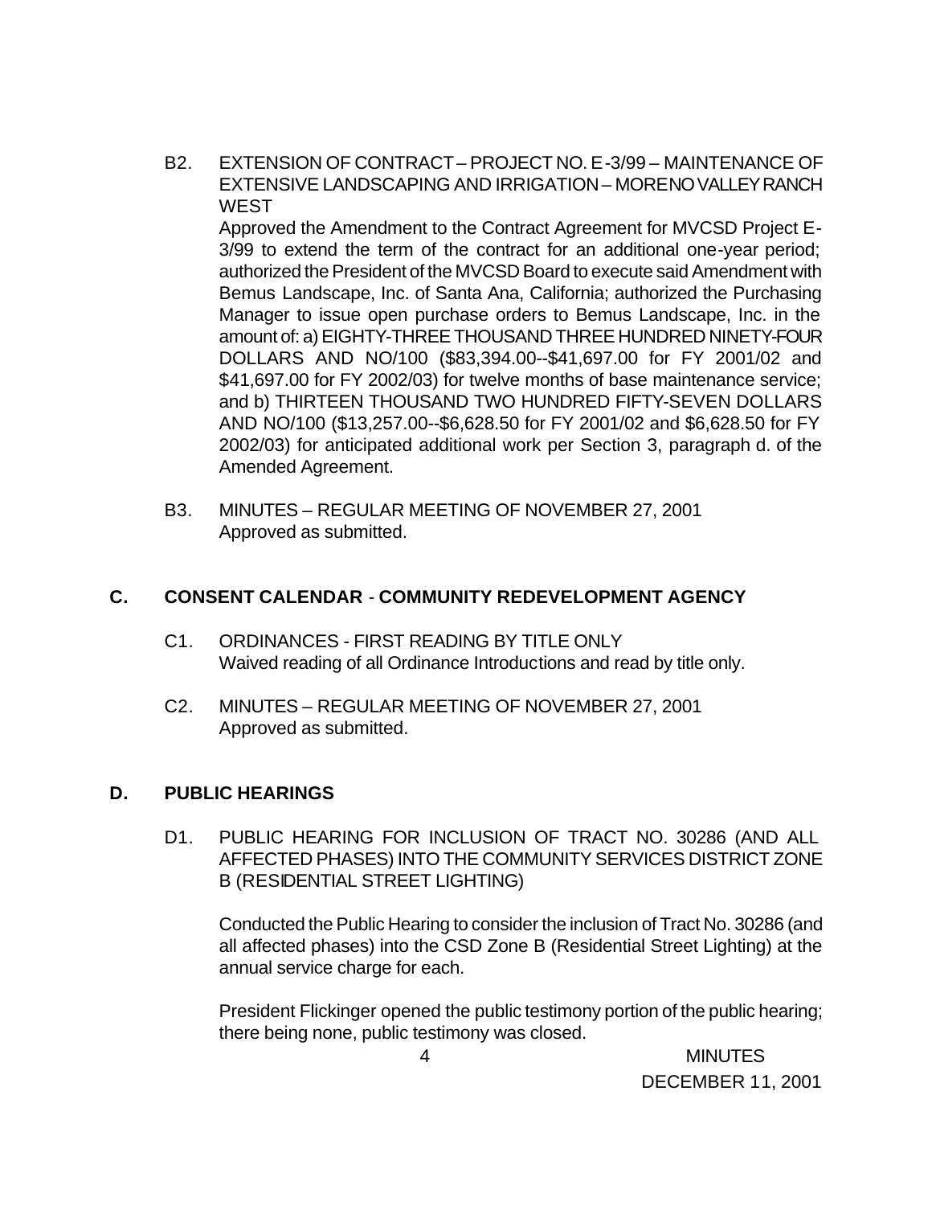B2. EXTENSION OF CONTRACT – PROJECT NO. E-3/99 – MAINTENANCE OF EXTENSIVE LANDSCAPING AND IRRIGATION – MORENO VALLEY RANCH WEST

Approved the Amendment to the Contract Agreement for MVCSD Project E-3/99 to extend the term of the contract for an additional one-year period; authorized the President of the MVCSD Board to execute said Amendment with Bemus Landscape, Inc. of Santa Ana, California; authorized the Purchasing Manager to issue open purchase orders to Bemus Landscape, Inc. in the amount of: a) EIGHTY-THREE THOUSAND THREE HUNDRED NINETY-FOUR DOLLARS AND NO/100 ($83,394.00--$41,697.00 for FY 2001/02 and $41,697.00 for FY 2002/03) for twelve months of base maintenance service; and b) THIRTEEN THOUSAND TWO HUNDRED FIFTY-SEVEN DOLLARS AND NO/100 ($13,257.00--$6,628.50 for FY 2001/02 and $6,628.50 for FY 2002/03) for anticipated additional work per Section 3, paragraph d. of the Amended Agreement.

B3. MINUTES – REGULAR MEETING OF NOVEMBER 27, 2001

Approved as submitted.

## C. CONSENT CALENDAR - COMMUNITY REDEVELOPMENT AGENCY

C1. ORDINANCES - FIRST READING BY TITLE ONLY

Waived reading of all Ordinance Introductions and read by title only.

C2. MINUTES – REGULAR MEETING OF NOVEMBER 27, 2001

Approved as submitted.

## D. PUBLIC HEARINGS

D1. PUBLIC HEARING FOR INCLUSION OF TRACT NO. 30286 (AND ALL AFFECTED PHASES) INTO THE COMMUNITY SERVICES DISTRICT ZONE B (RESIDENTIAL STREET LIGHTING)

Conducted the Public Hearing to consider the inclusion of Tract No. 30286 (and all affected phases) into the CSD Zone B (Residential Street Lighting) at the annual service charge for each.

President Flickinger opened the public testimony portion of the public hearing; there being none, public testimony was closed.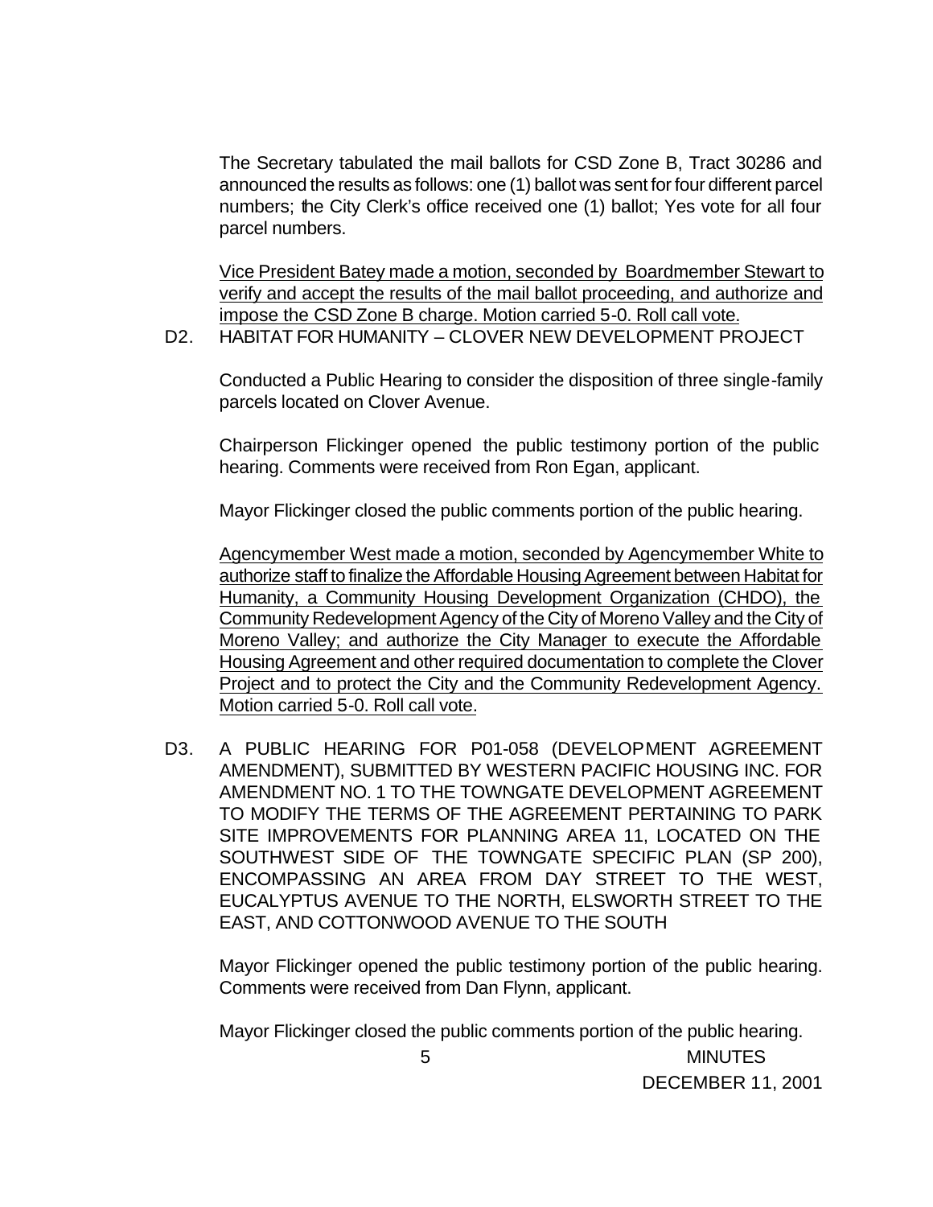The Secretary tabulated the mail ballots for CSD Zone B, Tract 30286 and announced the results as follows: one (1) ballot was sent for four different parcel numbers; the City Clerk's office received one (1) ballot; Yes vote for all four parcel numbers.

<u>Vice President Batey made a motion, seconded by Boardmember Stewart to verify and accept the results of the mail ballot proceeding, and authorize and impose the CSD Zone B charge. Motion carried 5-0. Roll call vote.</u>

D2. HABITAT FOR HUMANITY – CLOVER NEW DEVELOPMENT PROJECT

Conducted a Public Hearing to consider the disposition of three single-family parcels located on Clover Avenue.

Chairperson Flickinger opened the public testimony portion of the public hearing. Comments were received from Ron Egan, applicant.

Mayor Flickinger closed the public comments portion of the public hearing.

<u>Agencymember West made a motion, seconded by Agencymember White to authorize staff to finalize the Affordable Housing Agreement between Habitat for Humanity, a Community Housing Development Organization (CHDO), the Community Redevelopment Agency of the City of Moreno Valley and the City of Moreno Valley; and authorize the City Manager to execute the Affordable Housing Agreement and other required documentation to complete the Clover Project and to protect the City and the Community Redevelopment Agency. Motion carried 5-0. Roll call vote.</u>

D3. A PUBLIC HEARING FOR P01-058 (DEVELOPMENT AGREEMENT AMENDMENT), SUBMITTED BY WESTERN PACIFIC HOUSING INC. FOR AMENDMENT NO. 1 TO THE TOWNGATE DEVELOPMENT AGREEMENT TO MODIFY THE TERMS OF THE AGREEMENT PERTAINING TO PARK SITE IMPROVEMENTS FOR PLANNING AREA 11, LOCATED ON THE SOUTHWEST SIDE OF THE TOWNGATE SPECIFIC PLAN (SP 200), ENCOMPASSING AN AREA FROM DAY STREET TO THE WEST, EUCALYPTUS AVENUE TO THE NORTH, ELSWORTH STREET TO THE EAST, AND COTTONWOOD AVENUE TO THE SOUTH

Mayor Flickinger opened the public testimony portion of the public hearing. Comments were received from Dan Flynn, applicant.

Mayor Flickinger closed the public comments portion of the public hearing.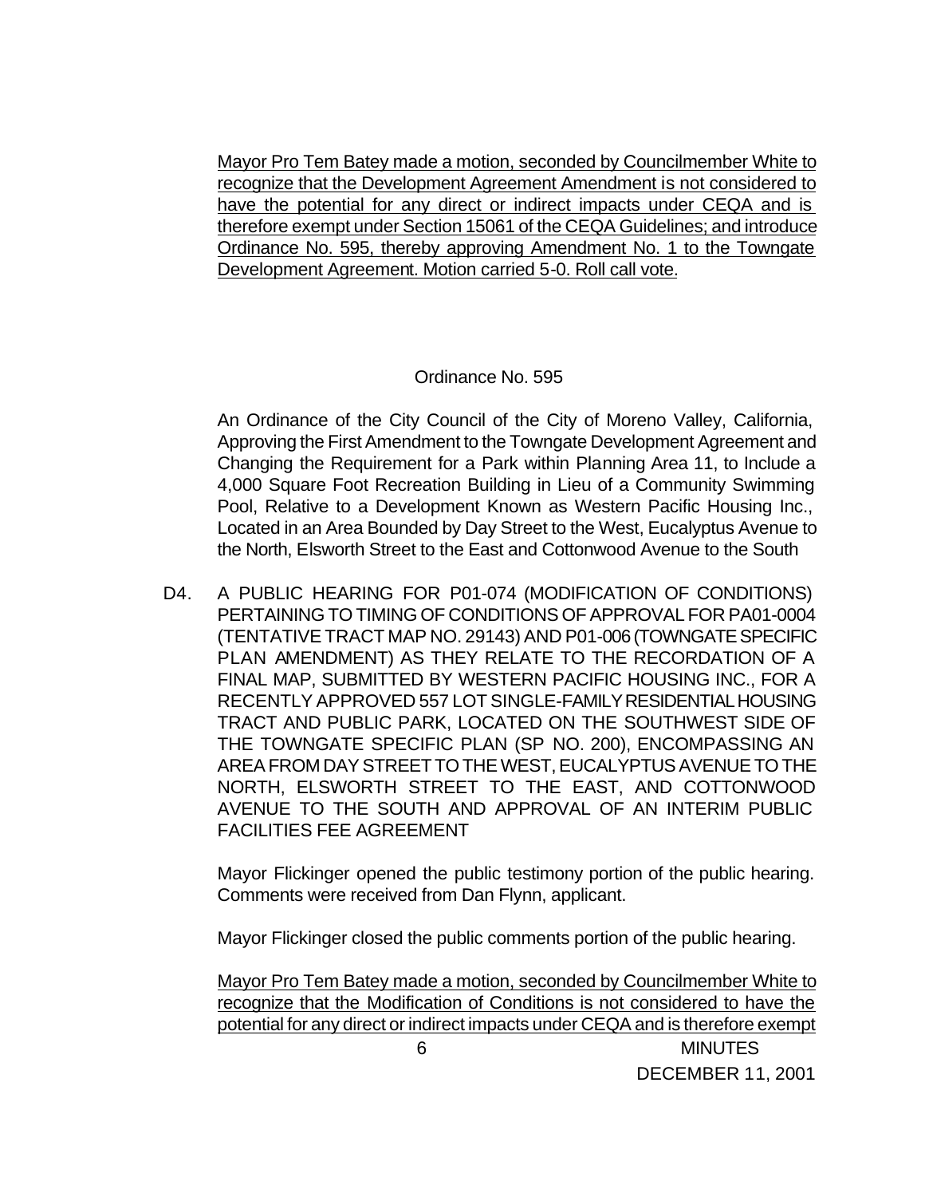<u>Mayor Pro Tem Batey made a motion, seconded by Councilmember White to recognize that the Development Agreement Amendment is not considered to have the potential for any direct or indirect impacts under CEQA and is therefore exempt under Section 15061 of the CEQA Guidelines; and introduce Ordinance No. 595, thereby approving Amendment No. 1 to the Towngate Development Agreement. Motion carried 5-0. Roll call vote.</u>

Ordinance No. 595

An Ordinance of the City Council of the City of Moreno Valley, California, Approving the First Amendment to the Towngate Development Agreement and Changing the Requirement for a Park within Planning Area 11, to Include a 4,000 Square Foot Recreation Building in Lieu of a Community Swimming Pool, Relative to a Development Known as Western Pacific Housing Inc., Located in an Area Bounded by Day Street to the West, Eucalyptus Avenue to the North, Elsworth Street to the East and Cottonwood Avenue to the South

D4. A PUBLIC HEARING FOR P01-074 (MODIFICATION OF CONDITIONS) PERTAINING TO TIMING OF CONDITIONS OF APPROVAL FOR PA01-0004 (TENTATIVE TRACT MAP NO. 29143) AND P01-006 (TOWNGATE SPECIFIC PLAN AMENDMENT) AS THEY RELATE TO THE RECORDATION OF A FINAL MAP, SUBMITTED BY WESTERN PACIFIC HOUSING INC., FOR A RECENTLY APPROVED 557 LOT SINGLE-FAMILY RESIDENTIAL HOUSING TRACT AND PUBLIC PARK, LOCATED ON THE SOUTHWEST SIDE OF THE TOWNGATE SPECIFIC PLAN (SP NO. 200), ENCOMPASSING AN AREA FROM DAY STREET TO THE WEST, EUCALYPTUS AVENUE TO THE NORTH, ELSWORTH STREET TO THE EAST, AND COTTONWOOD AVENUE TO THE SOUTH AND APPROVAL OF AN INTERIM PUBLIC FACILITIES FEE AGREEMENT

Mayor Flickinger opened the public testimony portion of the public hearing. Comments were received from Dan Flynn, applicant.

Mayor Flickinger closed the public comments portion of the public hearing.

<u>Mayor Pro Tem Batey made a motion, seconded by Councilmember White to recognize that the Modification of Conditions is not considered to have the potential for any direct or indirect impacts under CEQA and is therefore exempt</u>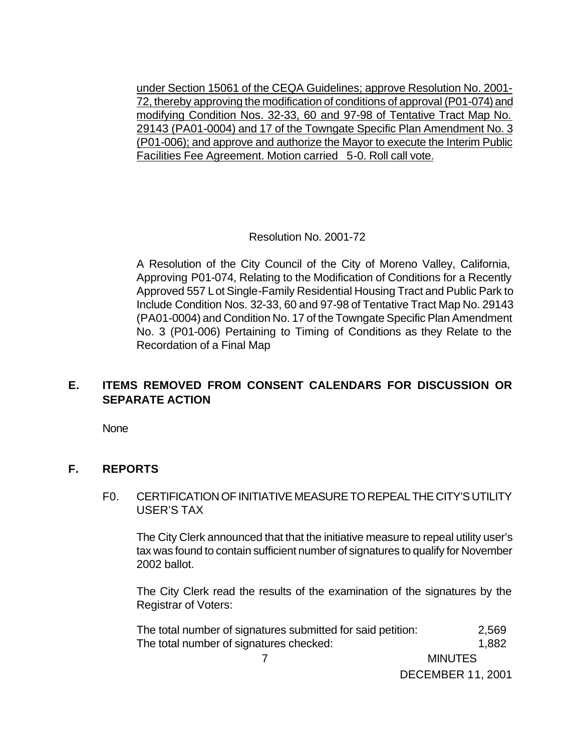under Section 15061 of the CEQA Guidelines; approve Resolution No. 2001-72, thereby approving the modification of conditions of approval (P01-074) and modifying Condition Nos. 32-33, 60 and 97-98 of Tentative Tract Map No. 29143 (PA01-0004) and 17 of the Towngate Specific Plan Amendment No. 3 (P01-006); and approve and authorize the Mayor to execute the Interim Public Facilities Fee Agreement. Motion carried 5-0. Roll call vote.

Resolution No. 2001-72

A Resolution of the City Council of the City of Moreno Valley, California, Approving P01-074, Relating to the Modification of Conditions for a Recently Approved 557 Lot Single-Family Residential Housing Tract and Public Park to Include Condition Nos. 32-33, 60 and 97-98 of Tentative Tract Map No. 29143 (PA01-0004) and Condition No. 17 of the Towngate Specific Plan Amendment No. 3 (P01-006) Pertaining to Timing of Conditions as they Relate to the Recordation of a Final Map

## E. ITEMS REMOVED FROM CONSENT CALENDARS FOR DISCUSSION OR SEPARATE ACTION

None

## F. REPORTS

F0. CERTIFICATION OF INITIATIVE MEASURE TO REPEAL THE CITY'S UTILITY USER'S TAX

The City Clerk announced that that the initiative measure to repeal utility user's tax was found to contain sufficient number of signatures to qualify for November 2002 ballot.

The City Clerk read the results of the examination of the signatures by the Registrar of Voters:

| | |
|---|---|
| The total number of signatures submitted for said petition: | 2,569 |
| The total number of signatures checked: | 1,882 |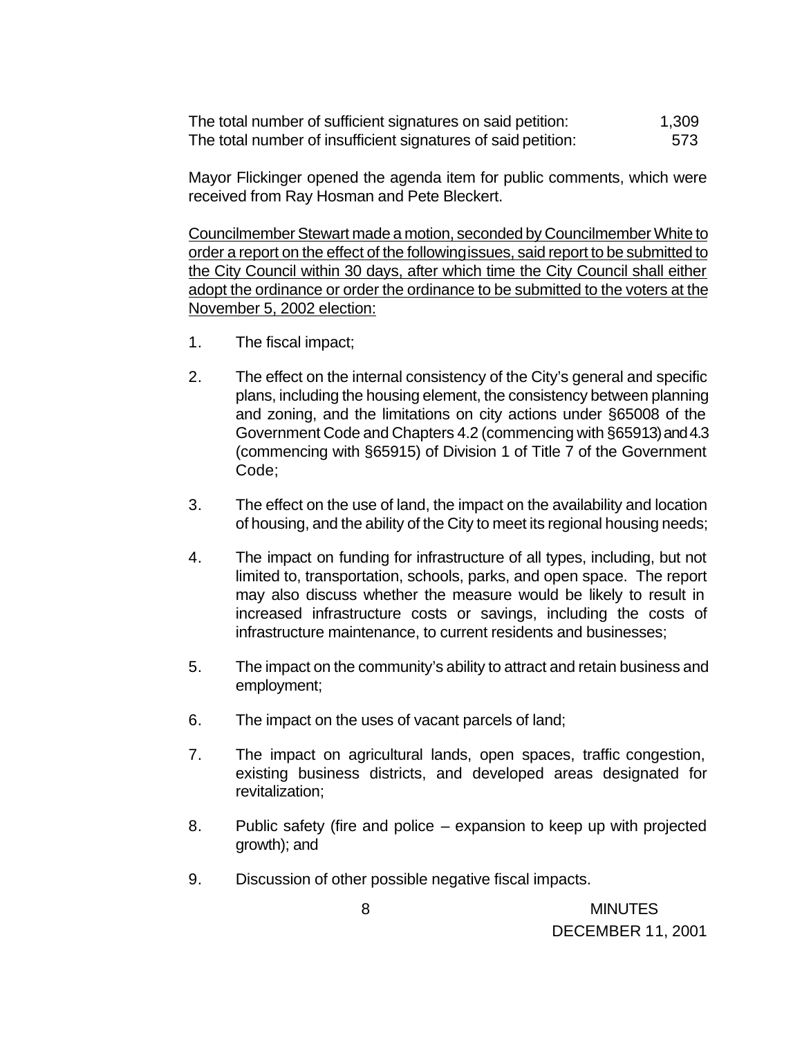| | |
|---|---|
| The total number of sufficient signatures on said petition: | 1,309 |
| The total number of insufficient signatures of said petition: | 573 |

Mayor Flickinger opened the agenda item for public comments, which were received from Ray Hosman and Pete Bleckert.

<u>Councilmember Stewart made a motion, seconded by Councilmember White to order a report on the effect of the followingissues, said report to be submitted to the City Council within 30 days, after which time the City Council shall either adopt the ordinance or order the ordinance to be submitted to the voters at the November 5, 2002 election:</u>

1. The fiscal impact;

2. The effect on the internal consistency of the City's general and specific plans, including the housing element, the consistency between planning and zoning, and the limitations on city actions under §65008 of the Government Code and Chapters 4.2 (commencing with §65913) and 4.3 (commencing with §65915) of Division 1 of Title 7 of the Government Code;

3. The effect on the use of land, the impact on the availability and location of housing, and the ability of the City to meet its regional housing needs;

4. The impact on funding for infrastructure of all types, including, but not limited to, transportation, schools, parks, and open space. The report may also discuss whether the measure would be likely to result in increased infrastructure costs or savings, including the costs of infrastructure maintenance, to current residents and businesses;

5. The impact on the community's ability to attract and retain business and employment;

6. The impact on the uses of vacant parcels of land;

7. The impact on agricultural lands, open spaces, traffic congestion, existing business districts, and developed areas designated for revitalization;

8. Public safety (fire and police – expansion to keep up with projected growth); and

9. Discussion of other possible negative fiscal impacts.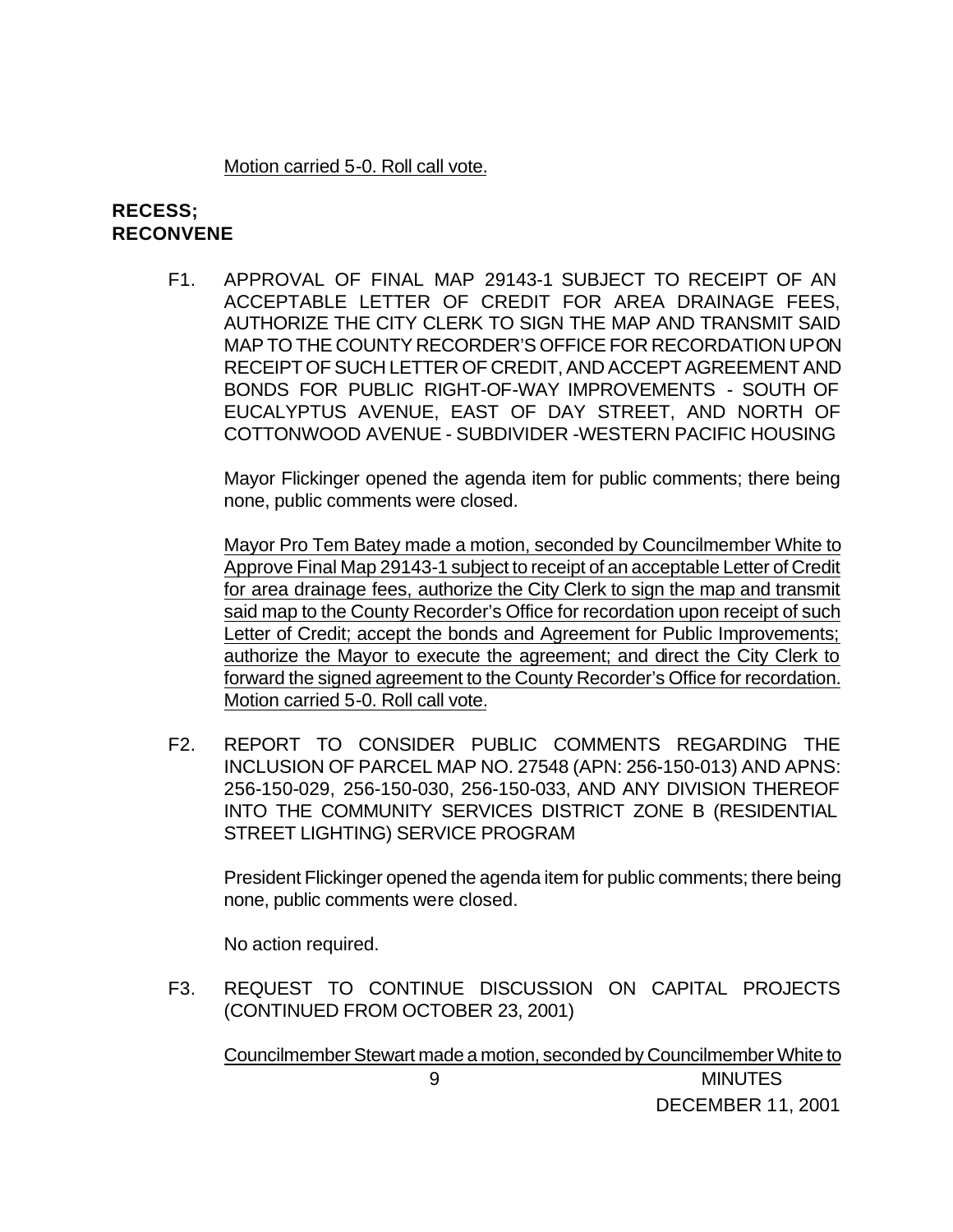Motion carried 5-0. Roll call vote.

**RECESS; RECONVENE**

F1. APPROVAL OF FINAL MAP 29143-1 SUBJECT TO RECEIPT OF AN ACCEPTABLE LETTER OF CREDIT FOR AREA DRAINAGE FEES, AUTHORIZE THE CITY CLERK TO SIGN THE MAP AND TRANSMIT SAID MAP TO THE COUNTY RECORDER'S OFFICE FOR RECORDATION UPON RECEIPT OF SUCH LETTER OF CREDIT, AND ACCEPT AGREEMENT AND BONDS FOR PUBLIC RIGHT-OF-WAY IMPROVEMENTS - SOUTH OF EUCALYPTUS AVENUE, EAST OF DAY STREET, AND NORTH OF COTTONWOOD AVENUE - SUBDIVIDER -WESTERN PACIFIC HOUSING

Mayor Flickinger opened the agenda item for public comments; there being none, public comments were closed.

Mayor Pro Tem Batey made a motion, seconded by Councilmember White to Approve Final Map 29143-1 subject to receipt of an acceptable Letter of Credit for area drainage fees, authorize the City Clerk to sign the map and transmit said map to the County Recorder's Office for recordation upon receipt of such Letter of Credit; accept the bonds and Agreement for Public Improvements; authorize the Mayor to execute the agreement; and direct the City Clerk to forward the signed agreement to the County Recorder's Office for recordation. Motion carried 5-0. Roll call vote.

F2. REPORT TO CONSIDER PUBLIC COMMENTS REGARDING THE INCLUSION OF PARCEL MAP NO. 27548 (APN: 256-150-013) AND APNS: 256-150-029, 256-150-030, 256-150-033, AND ANY DIVISION THEREOF INTO THE COMMUNITY SERVICES DISTRICT ZONE B (RESIDENTIAL STREET LIGHTING) SERVICE PROGRAM

President Flickinger opened the agenda item for public comments; there being none, public comments were closed.

No action required.

F3. REQUEST TO CONTINUE DISCUSSION ON CAPITAL PROJECTS (CONTINUED FROM OCTOBER 23, 2001)

Councilmember Stewart made a motion, seconded by Councilmember White to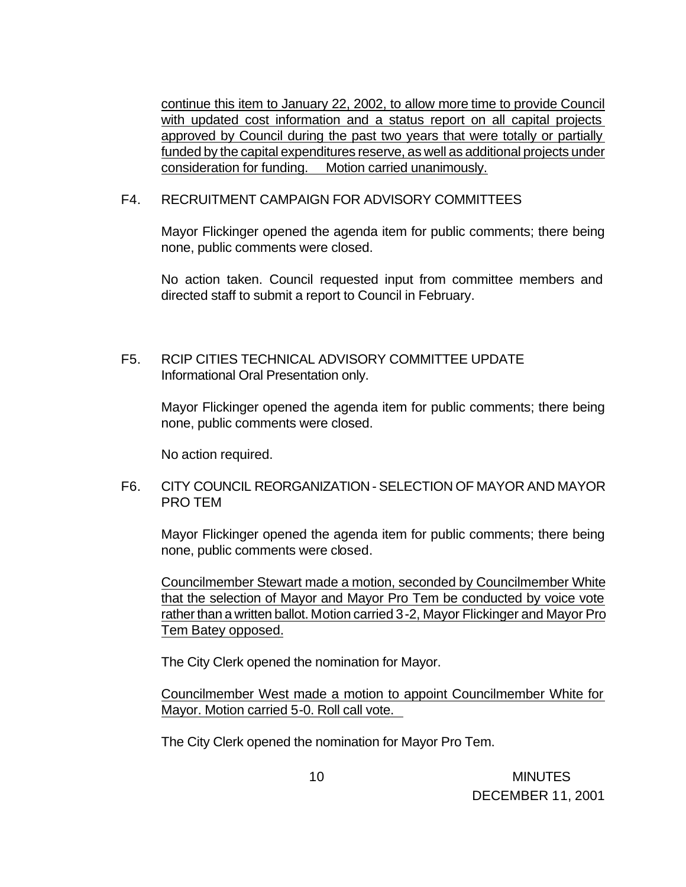continue this item to January 22, 2002, to allow more time to provide Council with updated cost information and a status report on all capital projects approved by Council during the past two years that were totally or partially funded by the capital expenditures reserve, as well as additional projects under consideration for funding. Motion carried unanimously.

F4. RECRUITMENT CAMPAIGN FOR ADVISORY COMMITTEES

Mayor Flickinger opened the agenda item for public comments; there being none, public comments were closed.

No action taken. Council requested input from committee members and directed staff to submit a report to Council in February.

F5. RCIP CITIES TECHNICAL ADVISORY COMMITTEE UPDATE
Informational Oral Presentation only.

Mayor Flickinger opened the agenda item for public comments; there being none, public comments were closed.

No action required.

F6. CITY COUNCIL REORGANIZATION - SELECTION OF MAYOR AND MAYOR PRO TEM

Mayor Flickinger opened the agenda item for public comments; there being none, public comments were closed.

Councilmember Stewart made a motion, seconded by Councilmember White that the selection of Mayor and Mayor Pro Tem be conducted by voice vote rather than a written ballot. Motion carried 3-2, Mayor Flickinger and Mayor Pro Tem Batey opposed.

The City Clerk opened the nomination for Mayor.

Councilmember West made a motion to appoint Councilmember White for Mayor. Motion carried 5-0. Roll call vote.

The City Clerk opened the nomination for Mayor Pro Tem.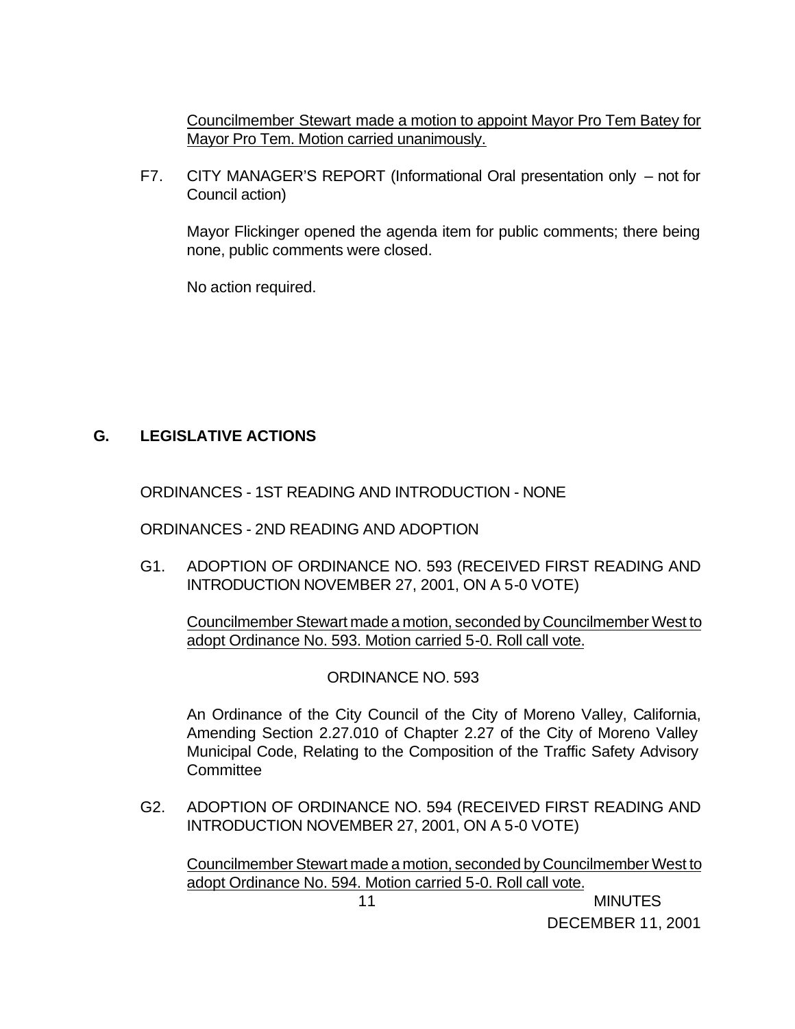Councilmember Stewart made a motion to appoint Mayor Pro Tem Batey for Mayor Pro Tem. Motion carried unanimously.

F7. CITY MANAGER'S REPORT (Informational Oral presentation only – not for Council action)

Mayor Flickinger opened the agenda item for public comments; there being none, public comments were closed.

No action required.

## G. LEGISLATIVE ACTIONS

ORDINANCES - 1ST READING AND INTRODUCTION - NONE

ORDINANCES - 2ND READING AND ADOPTION

G1. ADOPTION OF ORDINANCE NO. 593 (RECEIVED FIRST READING AND INTRODUCTION NOVEMBER 27, 2001, ON A 5-0 VOTE)

Councilmember Stewart made a motion, seconded by Councilmember West to adopt Ordinance No. 593. Motion carried 5-0. Roll call vote.

ORDINANCE NO. 593

An Ordinance of the City Council of the City of Moreno Valley, California, Amending Section 2.27.010 of Chapter 2.27 of the City of Moreno Valley Municipal Code, Relating to the Composition of the Traffic Safety Advisory Committee

G2. ADOPTION OF ORDINANCE NO. 594 (RECEIVED FIRST READING AND INTRODUCTION NOVEMBER 27, 2001, ON A 5-0 VOTE)

Councilmember Stewart made a motion, seconded by Councilmember West to adopt Ordinance No. 594. Motion carried 5-0. Roll call vote.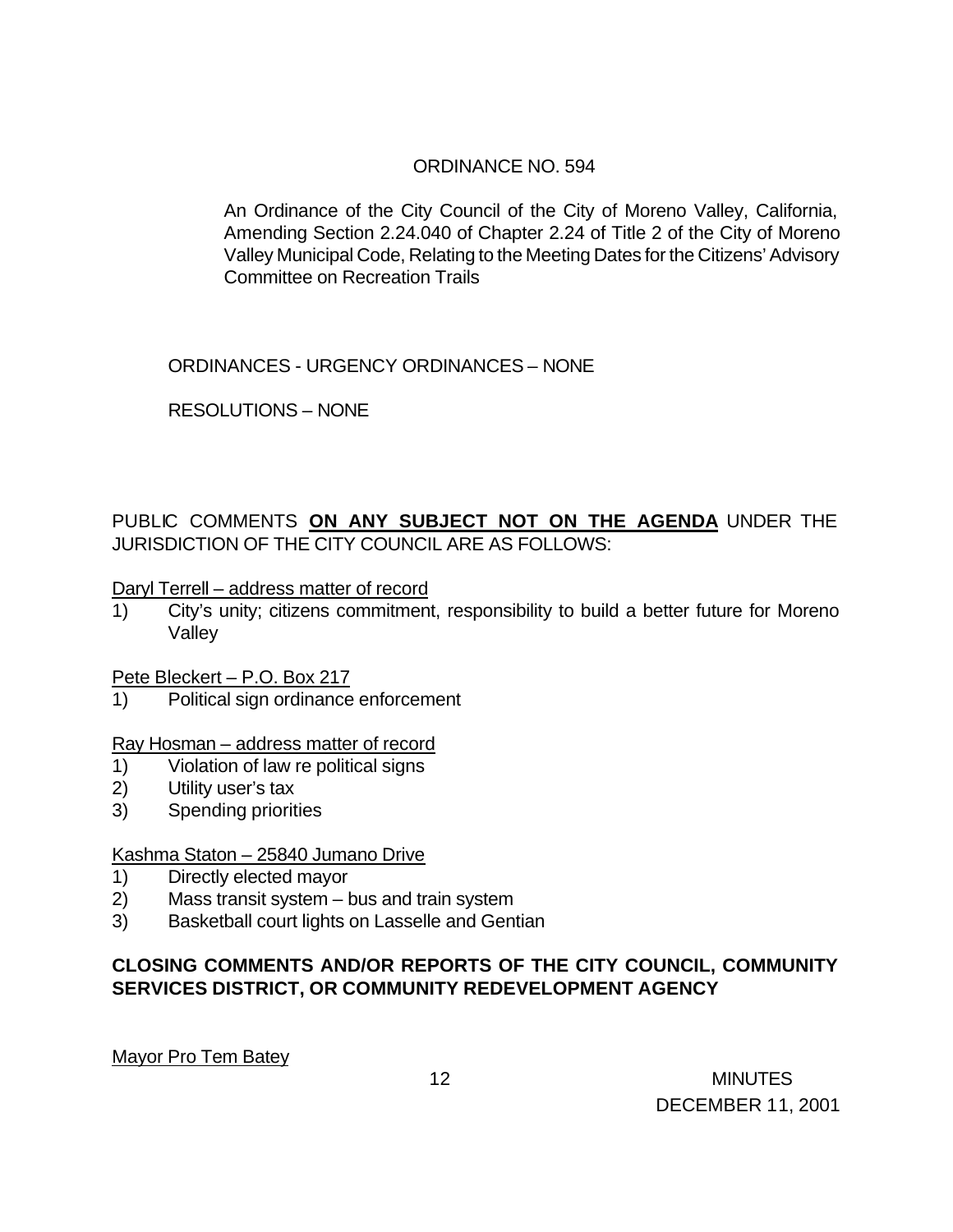ORDINANCE NO. 594

An Ordinance of the City Council of the City of Moreno Valley, California, Amending Section 2.24.040 of Chapter 2.24 of Title 2 of the City of Moreno Valley Municipal Code, Relating to the Meeting Dates for the Citizens' Advisory Committee on Recreation Trails

ORDINANCES - URGENCY ORDINANCES – NONE

RESOLUTIONS – NONE

PUBLIC COMMENTS **ON ANY SUBJECT NOT ON THE AGENDA** UNDER THE JURISDICTION OF THE CITY COUNCIL ARE AS FOLLOWS:

Daryl Terrell – address matter of record

1) City's unity; citizens commitment, responsibility to build a better future for Moreno Valley

Pete Bleckert – P.O. Box 217

1) Political sign ordinance enforcement

Ray Hosman – address matter of record

1) Violation of law re political signs
2) Utility user's tax
3) Spending priorities

Kashma Staton – 25840 Jumano Drive

1) Directly elected mayor
2) Mass transit system – bus and train system
3) Basketball court lights on Lasselle and Gentian

**CLOSING COMMENTS AND/OR REPORTS OF THE CITY COUNCIL, COMMUNITY SERVICES DISTRICT, OR COMMUNITY REDEVELOPMENT AGENCY**

Mayor Pro Tem Batey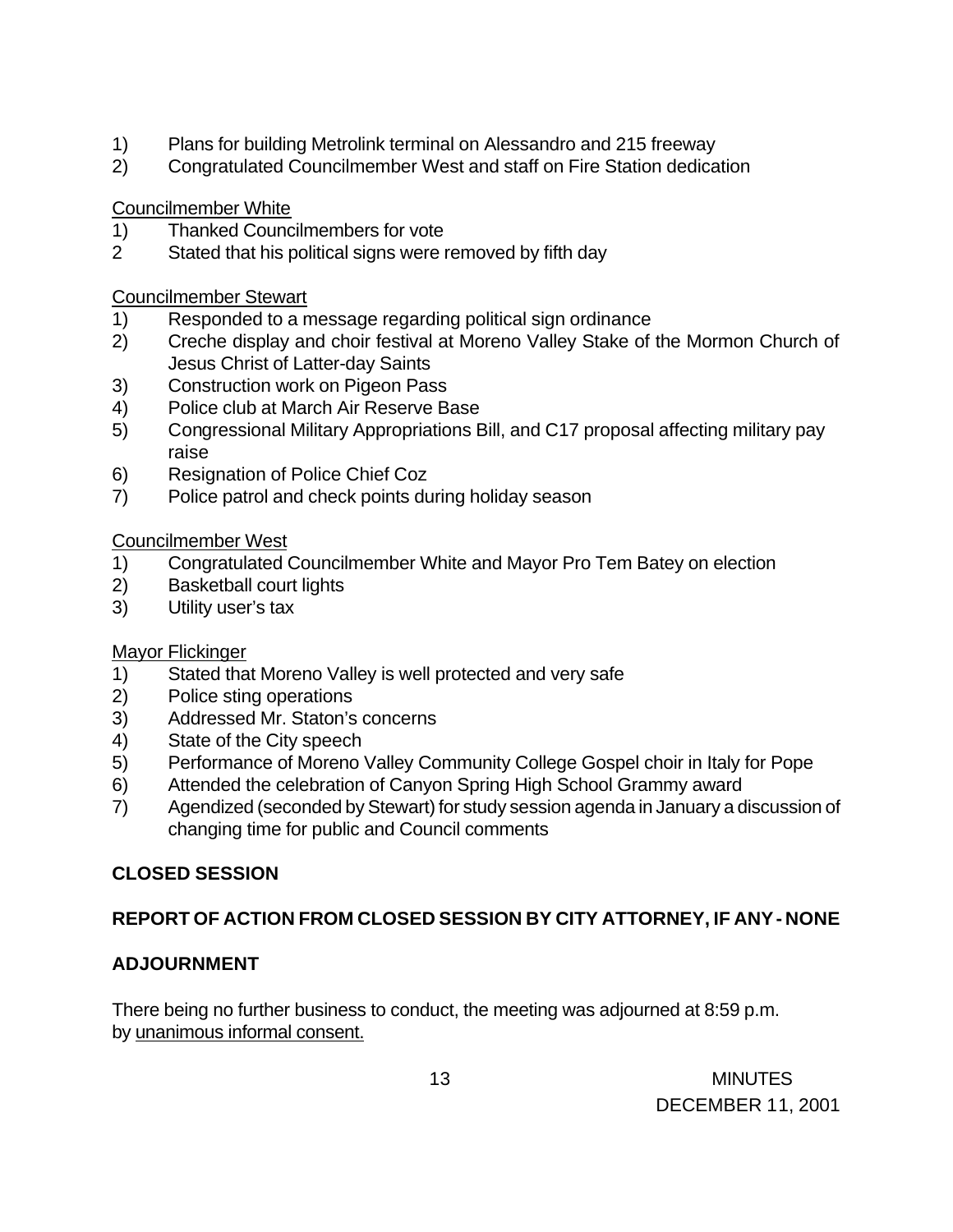1) Plans for building Metrolink terminal on Alessandro and 215 freeway
2) Congratulated Councilmember West and staff on Fire Station dedication

<u>Councilmember White</u>

1) Thanked Councilmembers for vote
2 Stated that his political signs were removed by fifth day

<u>Councilmember Stewart</u>

1) Responded to a message regarding political sign ordinance
2) Creche display and choir festival at Moreno Valley Stake of the Mormon Church of Jesus Christ of Latter-day Saints
3) Construction work on Pigeon Pass
4) Police club at March Air Reserve Base
5) Congressional Military Appropriations Bill, and C17 proposal affecting military pay raise
6) Resignation of Police Chief Coz
7) Police patrol and check points during holiday season

<u>Councilmember West</u>

1) Congratulated Councilmember White and Mayor Pro Tem Batey on election
2) Basketball court lights
3) Utility user's tax

<u>Mayor Flickinger</u>

1) Stated that Moreno Valley is well protected and very safe
2) Police sting operations
3) Addressed Mr. Staton's concerns
4) State of the City speech
5) Performance of Moreno Valley Community College Gospel choir in Italy for Pope
6) Attended the celebration of Canyon Spring High School Grammy award
7) Agendized (seconded by Stewart) for study session agenda in January a discussion of changing time for public and Council comments

**CLOSED SESSION**

**REPORT OF ACTION FROM CLOSED SESSION BY CITY ATTORNEY, IF ANY - NONE**

**ADJOURNMENT**

There being no further business to conduct, the meeting was adjourned at 8:59 p.m. by <u>unanimous informal consent.</u>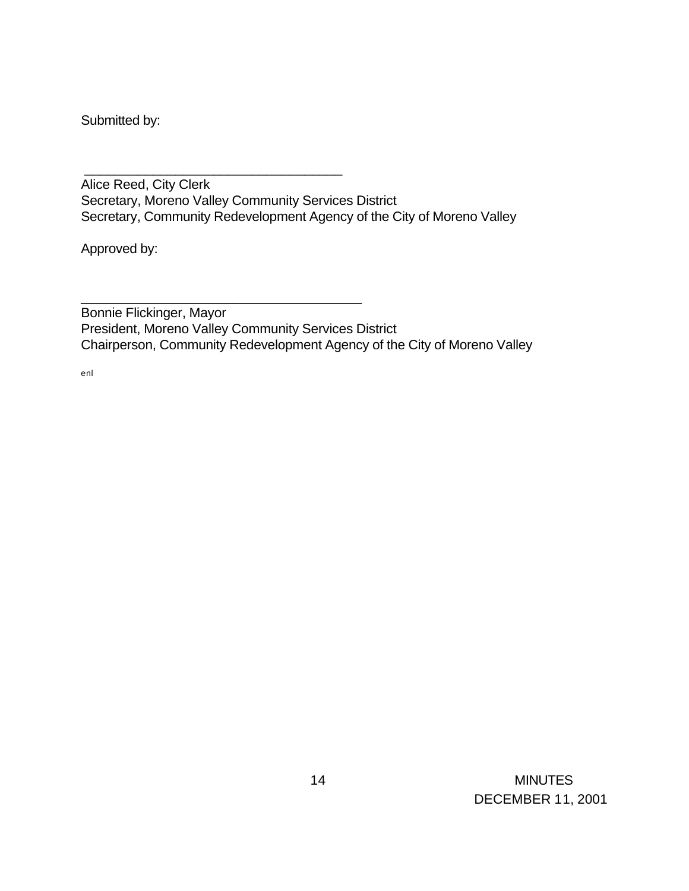Submitted by:

\_\_\_\_\_\_\_\_\_\_\_\_\_\_\_\_\_\_\_\_\_\_\_\_\_\_\_\_\_\_\_\_\_\_\_\_\_

Alice Reed, City Clerk
Secretary, Moreno Valley Community Services District
Secretary, Community Redevelopment Agency of the City of Moreno Valley

Approved by:

\_\_\_\_\_\_\_\_\_\_\_\_\_\_\_\_\_\_\_\_\_\_\_\_\_\_\_\_\_\_\_\_\_\_\_\_\_\_\_\_

Bonnie Flickinger, Mayor
President, Moreno Valley Community Services District
Chairperson, Community Redevelopment Agency of the City of Moreno Valley

enl